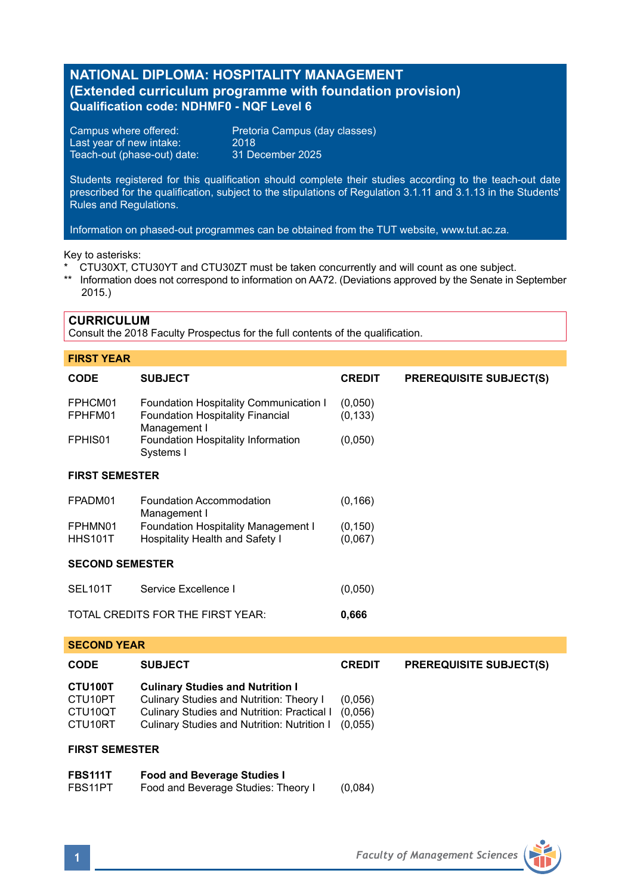# NATIONAL DIPLOMA: HOSPITALITY MANAGEMENT
## (Extended curriculum programme with foundation provision)
### Qualification code: NDHMF0 - NQF Level 6

Campus where offered: Pretoria Campus (day classes)
Last year of new intake: 2018
Teach-out (phase-out) date: 31 December 2025

Students registered for this qualification should complete their studies according to the teach-out date prescribed for the qualification, subject to the stipulations of Regulation 3.1.11 and 3.1.13 in the Students' Rules and Regulations.

Information on phased-out programmes can be obtained from the TUT website, www.tut.ac.za.

Key to asterisks:
- \* CTU30XT, CTU30YT and CTU30ZT must be taken concurrently and will count as one subject.
- \*\* Information does not correspond to information on AA72. (Deviations approved by the Senate in September 2015.)

## CURRICULUM
Consult the 2018 Faculty Prospectus for the full contents of the qualification.

### FIRST YEAR

| CODE | SUBJECT | CREDIT | PREREQUISITE SUBJECT(S) |
|---|---|---|---|
| FPHCM01 | Foundation Hospitality Communication I | (0,050) | |
| FPHFM01 | Foundation Hospitality Financial Management I | (0,133) | |
| FPHIS01 | Foundation Hospitality Information Systems I | (0,050) | |
| **FIRST SEMESTER** | | | |
| FPADM01 | Foundation Accommodation Management I | (0,166) | |
| FPHMN01 | Foundation Hospitality Management I | (0,150) | |
| HHS101T | Hospitality Health and Safety I | (0,067) | |
| **SECOND SEMESTER** | | | |
| SEL101T | Service Excellence I | (0,050) | |
| TOTAL CREDITS FOR THE FIRST YEAR: | | **0,666** | |

### SECOND YEAR

| CODE | SUBJECT | CREDIT | PREREQUISITE SUBJECT(S) |
|---|---|---|---|
| **CTU100T** | **Culinary Studies and Nutrition I** | | |
| CTU10PT | Culinary Studies and Nutrition: Theory I | (0,056) | |
| CTU10QT | Culinary Studies and Nutrition: Practical I | (0,056) | |
| CTU10RT | Culinary Studies and Nutrition: Nutrition I | (0,055) | |
| **FIRST SEMESTER** | | | |
| **FBS111T** | **Food and Beverage Studies I** | | |
| FBS11PT | Food and Beverage Studies: Theory I | (0,084) | |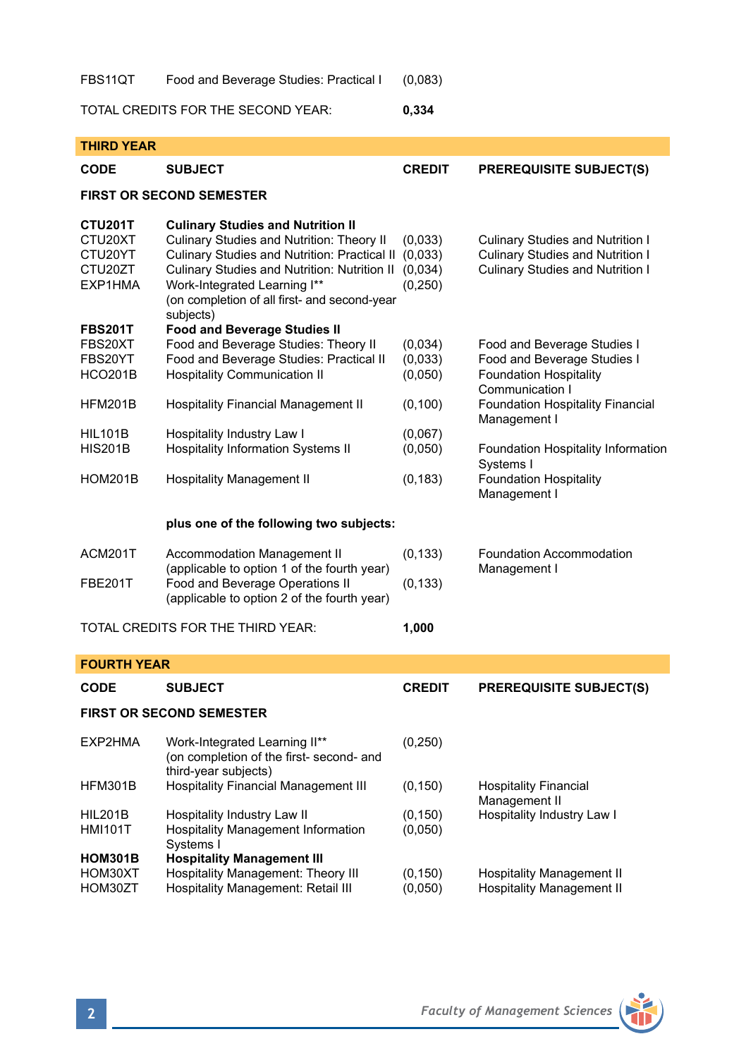| | | | |
|---|---|---|---|
| FBS11QT | Food and Beverage Studies: Practical I | (0,083) | |
| TOTAL CREDITS FOR THE SECOND YEAR: | | **0,334** | |

## THIRD YEAR

| CODE | SUBJECT | CREDIT | PREREQUISITE SUBJECT(S) |
|---|---|---|---|
| **FIRST OR SECOND SEMESTER** | | | |
| **CTU201T** | **Culinary Studies and Nutrition II** | | |
| CTU20XT | Culinary Studies and Nutrition: Theory II | (0,033) | Culinary Studies and Nutrition I |
| CTU20YT | Culinary Studies and Nutrition: Practical II | (0,033) | Culinary Studies and Nutrition I |
| CTU20ZT | Culinary Studies and Nutrition: Nutrition II | (0,034) | Culinary Studies and Nutrition I |
| EXP1HMA | Work-Integrated Learning I** (on completion of all first- and second-year subjects) | (0,250) | |
| **FBS201T** | **Food and Beverage Studies II** | | |
| FBS20XT | Food and Beverage Studies: Theory II | (0,034) | Food and Beverage Studies I |
| FBS20YT | Food and Beverage Studies: Practical II | (0,033) | Food and Beverage Studies I |
| HCO201B | Hospitality Communication II | (0,050) | Foundation Hospitality Communication I |
| HFM201B | Hospitality Financial Management II | (0,100) | Foundation Hospitality Financial Management I |
| HIL101B | Hospitality Industry Law I | (0,067) | |
| HIS201B | Hospitality Information Systems II | (0,050) | Foundation Hospitality Information Systems I |
| HOM201B | Hospitality Management II | (0,183) | Foundation Hospitality Management I |
| | **plus one of the following two subjects:** | | |
| ACM201T | Accommodation Management II (applicable to option 1 of the fourth year) | (0,133) | Foundation Accommodation Management I |
| FBE201T | Food and Beverage Operations II (applicable to option 2 of the fourth year) | (0,133) | |
| TOTAL CREDITS FOR THE THIRD YEAR: | | **1,000** | |

## FOURTH YEAR

| CODE | SUBJECT | CREDIT | PREREQUISITE SUBJECT(S) |
|---|---|---|---|
| **FIRST OR SECOND SEMESTER** | | | |
| EXP2HMA | Work-Integrated Learning II** (on completion of the first- second- and third-year subjects) | (0,250) | |
| HFM301B | Hospitality Financial Management III | (0,150) | Hospitality Financial Management II |
| HIL201B | Hospitality Industry Law II | (0,150) | Hospitality Industry Law I |
| HMI101T | Hospitality Management Information Systems I | (0,050) | |
| **HOM301B** | **Hospitality Management III** | | |
| HOM30XT | Hospitality Management: Theory III | (0,150) | Hospitality Management II |
| HOM30ZT | Hospitality Management: Retail III | (0,050) | Hospitality Management II |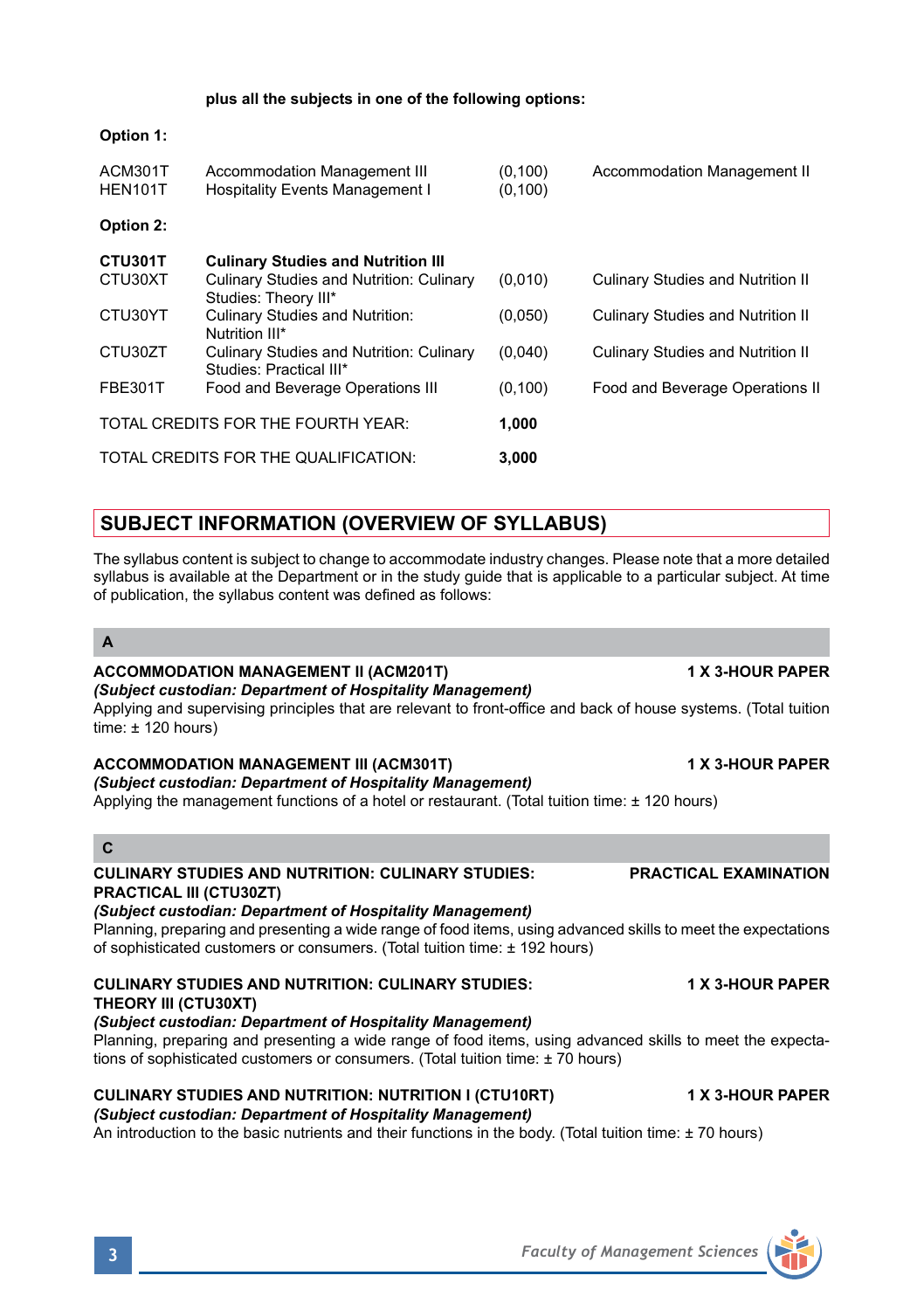**plus all the subjects in one of the following options:**

**Option 1:**

| | | | |
|---|---|---|---|
| ACM301T | Accommodation Management III | (0,100) | Accommodation Management II |
| HEN101T | Hospitality Events Management I | (0,100) | |

**Option 2:**

| | | | |
|---|---|---|---|
| **CTU301T** | **Culinary Studies and Nutrition III** | | |
| CTU30XT | Culinary Studies and Nutrition: Culinary Studies: Theory III* | (0,010) | Culinary Studies and Nutrition II |
| CTU30YT | Culinary Studies and Nutrition: Nutrition III* | (0,050) | Culinary Studies and Nutrition II |
| CTU30ZT | Culinary Studies and Nutrition: Culinary Studies: Practical III* | (0,040) | Culinary Studies and Nutrition II |
| FBE301T | Food and Beverage Operations III | (0,100) | Food and Beverage Operations II |

TOTAL CREDITS FOR THE FOURTH YEAR: **1,000**

TOTAL CREDITS FOR THE QUALIFICATION: **3,000**

## SUBJECT INFORMATION (OVERVIEW OF SYLLABUS)

The syllabus content is subject to change to accommodate industry changes. Please note that a more detailed syllabus is available at the Department or in the study guide that is applicable to a particular subject. At time of publication, the syllabus content was defined as follows:

### A

**ACCOMMODATION MANAGEMENT II (ACM201T)** — **1 X 3-HOUR PAPER**
***(Subject custodian: Department of Hospitality Management)***
Applying and supervising principles that are relevant to front-office and back of house systems. (Total tuition time: ± 120 hours)

**ACCOMMODATION MANAGEMENT III (ACM301T)** — **1 X 3-HOUR PAPER**
***(Subject custodian: Department of Hospitality Management)***
Applying the management functions of a hotel or restaurant. (Total tuition time: ± 120 hours)

### C

**CULINARY STUDIES AND NUTRITION: CULINARY STUDIES: PRACTICAL III (CTU30ZT)** — **PRACTICAL EXAMINATION**
***(Subject custodian: Department of Hospitality Management)***
Planning, preparing and presenting a wide range of food items, using advanced skills to meet the expectations of sophisticated customers or consumers. (Total tuition time: ± 192 hours)

**CULINARY STUDIES AND NUTRITION: CULINARY STUDIES: THEORY III (CTU30XT)** — **1 X 3-HOUR PAPER**
***(Subject custodian: Department of Hospitality Management)***
Planning, preparing and presenting a wide range of food items, using advanced skills to meet the expectations of sophisticated customers or consumers. (Total tuition time: ± 70 hours)

**CULINARY STUDIES AND NUTRITION: NUTRITION I (CTU10RT)** — **1 X 3-HOUR PAPER**
***(Subject custodian: Department of Hospitality Management)***
An introduction to the basic nutrients and their functions in the body. (Total tuition time: ± 70 hours)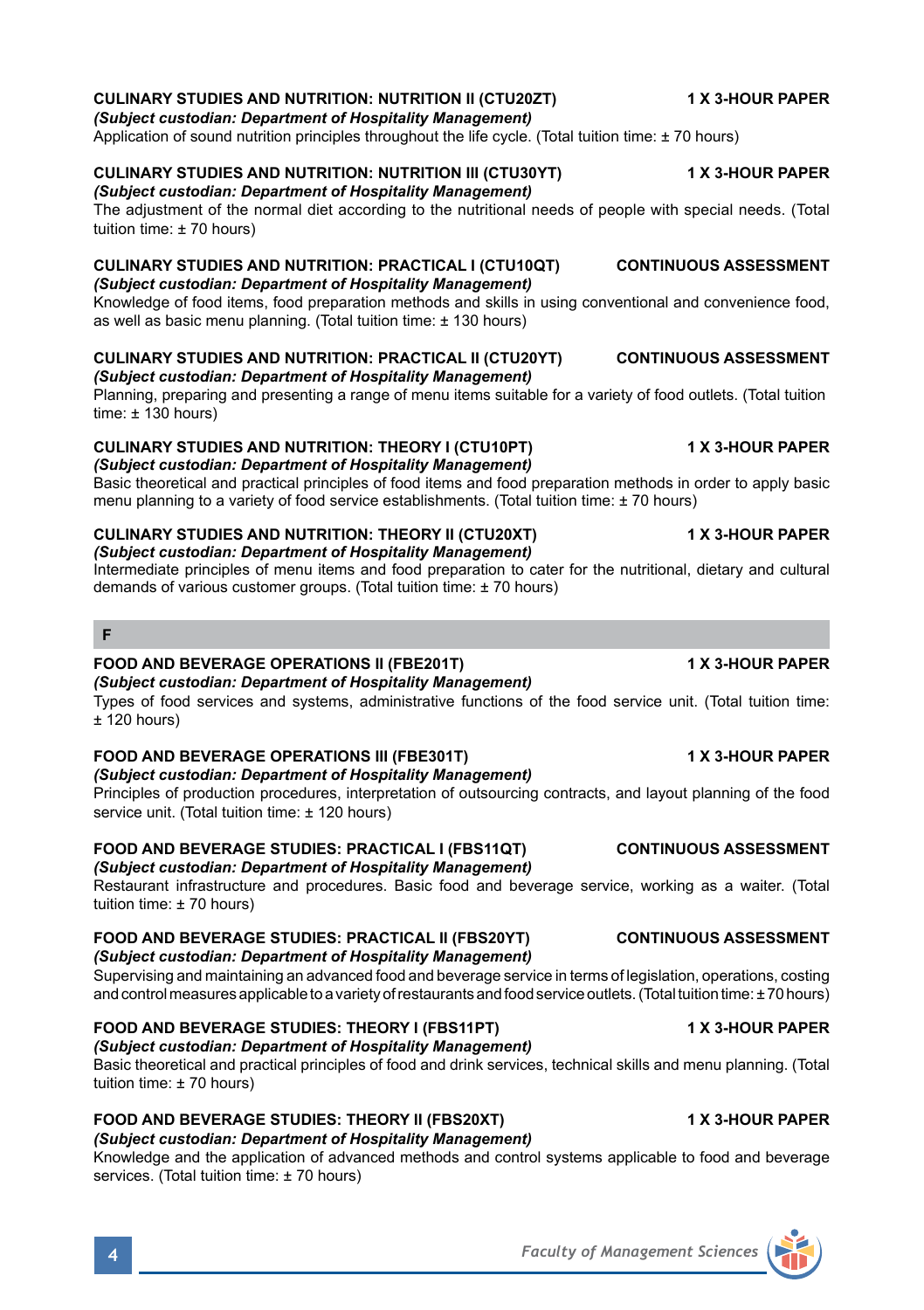**CULINARY STUDIES AND NUTRITION: NUTRITION II (CTU20ZT) — 1 X 3-HOUR PAPER**
***(Subject custodian: Department of Hospitality Management)***
Application of sound nutrition principles throughout the life cycle. (Total tuition time: ± 70 hours)

**CULINARY STUDIES AND NUTRITION: NUTRITION III (CTU30YT) — 1 X 3-HOUR PAPER**
***(Subject custodian: Department of Hospitality Management)***
The adjustment of the normal diet according to the nutritional needs of people with special needs. (Total tuition time: ± 70 hours)

**CULINARY STUDIES AND NUTRITION: PRACTICAL I (CTU10QT) — CONTINUOUS ASSESSMENT**
***(Subject custodian: Department of Hospitality Management)***
Knowledge of food items, food preparation methods and skills in using conventional and convenience food, as well as basic menu planning. (Total tuition time: ± 130 hours)

**CULINARY STUDIES AND NUTRITION: PRACTICAL II (CTU20YT) — CONTINUOUS ASSESSMENT**
***(Subject custodian: Department of Hospitality Management)***
Planning, preparing and presenting a range of menu items suitable for a variety of food outlets. (Total tuition time: ± 130 hours)

**CULINARY STUDIES AND NUTRITION: THEORY I (CTU10PT) — 1 X 3-HOUR PAPER**
***(Subject custodian: Department of Hospitality Management)***
Basic theoretical and practical principles of food items and food preparation methods in order to apply basic menu planning to a variety of food service establishments. (Total tuition time: ± 70 hours)

**CULINARY STUDIES AND NUTRITION: THEORY II (CTU20XT) — 1 X 3-HOUR PAPER**
***(Subject custodian: Department of Hospitality Management)***
Intermediate principles of menu items and food preparation to cater for the nutritional, dietary and cultural demands of various customer groups. (Total tuition time: ± 70 hours)

## F

**FOOD AND BEVERAGE OPERATIONS II (FBE201T) — 1 X 3-HOUR PAPER**
***(Subject custodian: Department of Hospitality Management)***
Types of food services and systems, administrative functions of the food service unit. (Total tuition time: ± 120 hours)

**FOOD AND BEVERAGE OPERATIONS III (FBE301T) — 1 X 3-HOUR PAPER**
***(Subject custodian: Department of Hospitality Management)***
Principles of production procedures, interpretation of outsourcing contracts, and layout planning of the food service unit. (Total tuition time: ± 120 hours)

**FOOD AND BEVERAGE STUDIES: PRACTICAL I (FBS11QT) — CONTINUOUS ASSESSMENT**
***(Subject custodian: Department of Hospitality Management)***
Restaurant infrastructure and procedures. Basic food and beverage service, working as a waiter. (Total tuition time: ± 70 hours)

**FOOD AND BEVERAGE STUDIES: PRACTICAL II (FBS20YT) — CONTINUOUS ASSESSMENT**
***(Subject custodian: Department of Hospitality Management)***
Supervising and maintaining an advanced food and beverage service in terms of legislation, operations, costing and control measures applicable to a variety of restaurants and food service outlets. (Total tuition time: ± 70 hours)

**FOOD AND BEVERAGE STUDIES: THEORY I (FBS11PT) — 1 X 3-HOUR PAPER**
***(Subject custodian: Department of Hospitality Management)***
Basic theoretical and practical principles of food and drink services, technical skills and menu planning. (Total tuition time: ± 70 hours)

**FOOD AND BEVERAGE STUDIES: THEORY II (FBS20XT) — 1 X 3-HOUR PAPER**
***(Subject custodian: Department of Hospitality Management)***
Knowledge and the application of advanced methods and control systems applicable to food and beverage services. (Total tuition time: ± 70 hours)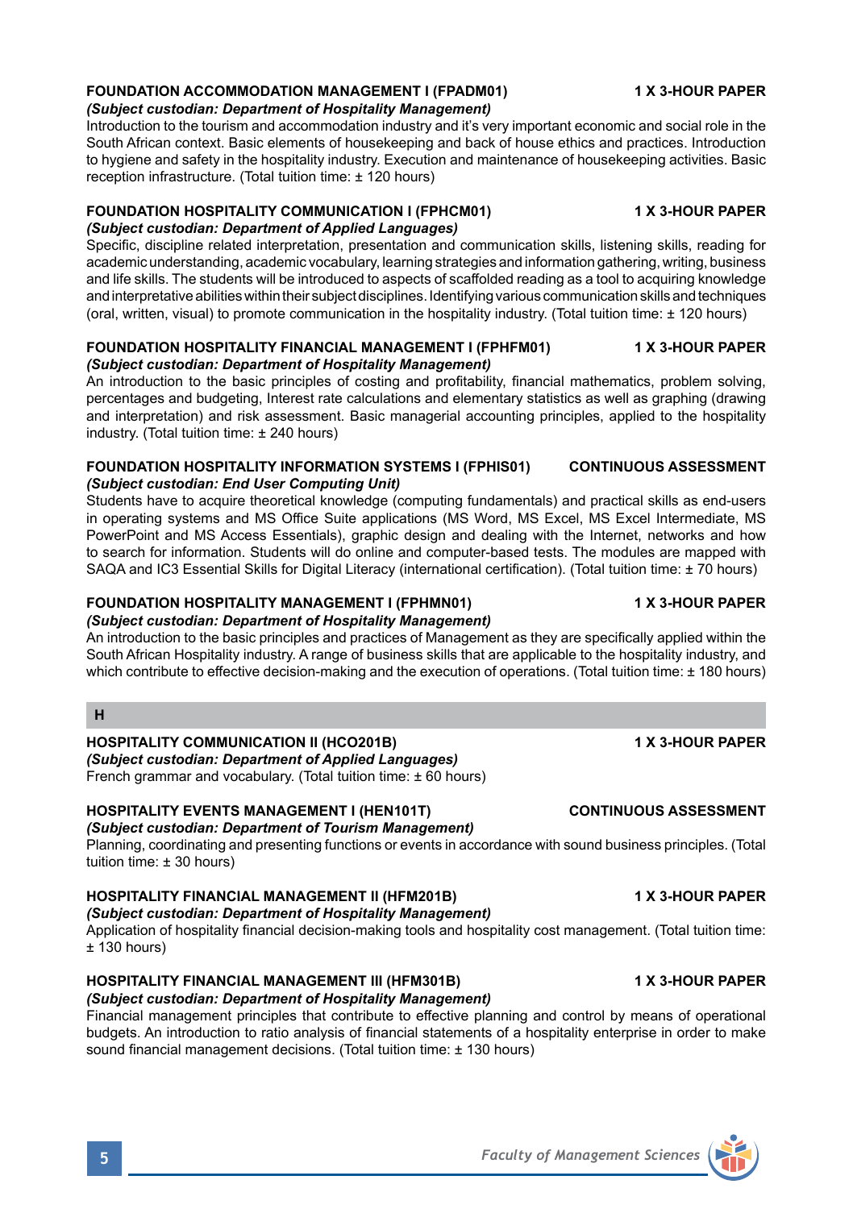### FOUNDATION ACCOMMODATION MANAGEMENT I (FPADM01) — 1 X 3-HOUR PAPER

***(Subject custodian: Department of Hospitality Management)***

Introduction to the tourism and accommodation industry and it's very important economic and social role in the South African context. Basic elements of housekeeping and back of house ethics and practices. Introduction to hygiene and safety in the hospitality industry. Execution and maintenance of housekeeping activities. Basic reception infrastructure. (Total tuition time: ± 120 hours)

### FOUNDATION HOSPITALITY COMMUNICATION I (FPHCM01) — 1 X 3-HOUR PAPER

***(Subject custodian: Department of Applied Languages)***

Specific, discipline related interpretation, presentation and communication skills, listening skills, reading for academic understanding, academic vocabulary, learning strategies and information gathering, writing, business and life skills. The students will be introduced to aspects of scaffolded reading as a tool to acquiring knowledge and interpretative abilities within their subject disciplines. Identifying various communication skills and techniques (oral, written, visual) to promote communication in the hospitality industry. (Total tuition time: ± 120 hours)

### FOUNDATION HOSPITALITY FINANCIAL MANAGEMENT I (FPHFM01) — 1 X 3-HOUR PAPER

***(Subject custodian: Department of Hospitality Management)***

An introduction to the basic principles of costing and profitability, financial mathematics, problem solving, percentages and budgeting, Interest rate calculations and elementary statistics as well as graphing (drawing and interpretation) and risk assessment. Basic managerial accounting principles, applied to the hospitality industry. (Total tuition time: ± 240 hours)

### FOUNDATION HOSPITALITY INFORMATION SYSTEMS I (FPHIS01) — CONTINUOUS ASSESSMENT

***(Subject custodian: End User Computing Unit)***

Students have to acquire theoretical knowledge (computing fundamentals) and practical skills as end-users in operating systems and MS Office Suite applications (MS Word, MS Excel, MS Excel Intermediate, MS PowerPoint and MS Access Essentials), graphic design and dealing with the Internet, networks and how to search for information. Students will do online and computer-based tests. The modules are mapped with SAQA and IC3 Essential Skills for Digital Literacy (international certification). (Total tuition time: ± 70 hours)

### FOUNDATION HOSPITALITY MANAGEMENT I (FPHMN01) — 1 X 3-HOUR PAPER

***(Subject custodian: Department of Hospitality Management)***

An introduction to the basic principles and practices of Management as they are specifically applied within the South African Hospitality industry. A range of business skills that are applicable to the hospitality industry, and which contribute to effective decision-making and the execution of operations. (Total tuition time: ± 180 hours)

## H

### HOSPITALITY COMMUNICATION II (HCO201B) — 1 X 3-HOUR PAPER

***(Subject custodian: Department of Applied Languages)***

French grammar and vocabulary. (Total tuition time: ± 60 hours)

### HOSPITALITY EVENTS MANAGEMENT I (HEN101T) — CONTINUOUS ASSESSMENT

***(Subject custodian: Department of Tourism Management)***

Planning, coordinating and presenting functions or events in accordance with sound business principles. (Total tuition time: ± 30 hours)

### HOSPITALITY FINANCIAL MANAGEMENT II (HFM201B) — 1 X 3-HOUR PAPER

***(Subject custodian: Department of Hospitality Management)***

Application of hospitality financial decision-making tools and hospitality cost management. (Total tuition time: ± 130 hours)

### HOSPITALITY FINANCIAL MANAGEMENT III (HFM301B) — 1 X 3-HOUR PAPER

***(Subject custodian: Department of Hospitality Management)***

Financial management principles that contribute to effective planning and control by means of operational budgets. An introduction to ratio analysis of financial statements of a hospitality enterprise in order to make sound financial management decisions. (Total tuition time: ± 130 hours)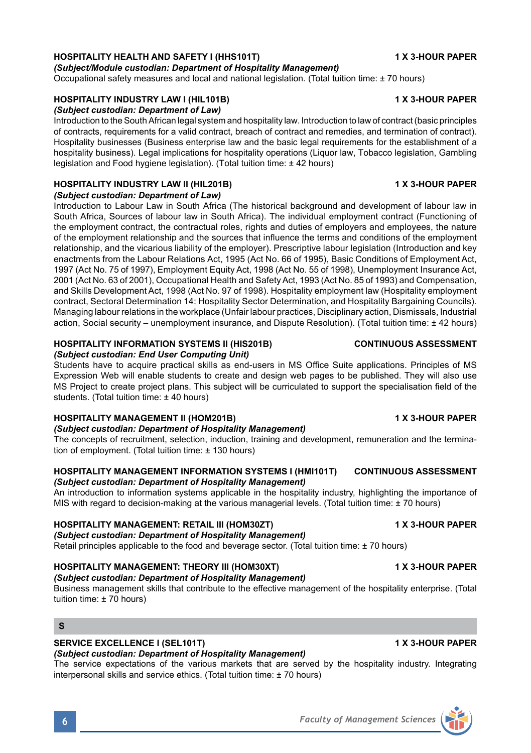**HOSPITALITY HEALTH AND SAFETY I (HHS101T)** **1 X 3-HOUR PAPER**
***(Subject/Module custodian: Department of Hospitality Management)***
Occupational safety measures and local and national legislation. (Total tuition time: ± 70 hours)

**HOSPITALITY INDUSTRY LAW I (HIL101B)** **1 X 3-HOUR PAPER**
***(Subject custodian: Department of Law)***
Introduction to the South African legal system and hospitality law. Introduction to law of contract (basic principles of contracts, requirements for a valid contract, breach of contract and remedies, and termination of contract). Hospitality businesses (Business enterprise law and the basic legal requirements for the establishment of a hospitality business). Legal implications for hospitality operations (Liquor law, Tobacco legislation, Gambling legislation and Food hygiene legislation). (Total tuition time: ± 42 hours)

**HOSPITALITY INDUSTRY LAW II (HIL201B)** **1 X 3-HOUR PAPER**
***(Subject custodian: Department of Law)***
Introduction to Labour Law in South Africa (The historical background and development of labour law in South Africa, Sources of labour law in South Africa). The individual employment contract (Functioning of the employment contract, the contractual roles, rights and duties of employers and employees, the nature of the employment relationship and the sources that influence the terms and conditions of the employment relationship, and the vicarious liability of the employer). Prescriptive labour legislation (Introduction and key enactments from the Labour Relations Act, 1995 (Act No. 66 of 1995), Basic Conditions of Employment Act, 1997 (Act No. 75 of 1997), Employment Equity Act, 1998 (Act No. 55 of 1998), Unemployment Insurance Act, 2001 (Act No. 63 of 2001), Occupational Health and Safety Act, 1993 (Act No. 85 of 1993) and Compensation, and Skills Development Act, 1998 (Act No. 97 of 1998). Hospitality employment law (Hospitality employment contract, Sectoral Determination 14: Hospitality Sector Determination, and Hospitality Bargaining Councils). Managing labour relations in the workplace (Unfair labour practices, Disciplinary action, Dismissals, Industrial action, Social security – unemployment insurance, and Dispute Resolution). (Total tuition time: ± 42 hours)

**HOSPITALITY INFORMATION SYSTEMS II (HIS201B)** **CONTINUOUS ASSESSMENT**
***(Subject custodian: End User Computing Unit)***
Students have to acquire practical skills as end-users in MS Office Suite applications. Principles of MS Expression Web will enable students to create and design web pages to be published. They will also use MS Project to create project plans. This subject will be curriculated to support the specialisation field of the students. (Total tuition time: ± 40 hours)

**HOSPITALITY MANAGEMENT II (HOM201B)** **1 X 3-HOUR PAPER**
***(Subject custodian: Department of Hospitality Management)***
The concepts of recruitment, selection, induction, training and development, remuneration and the termination of employment. (Total tuition time: ± 130 hours)

**HOSPITALITY MANAGEMENT INFORMATION SYSTEMS I (HMI101T)** **CONTINUOUS ASSESSMENT**
***(Subject custodian: Department of Hospitality Management)***
An introduction to information systems applicable in the hospitality industry, highlighting the importance of MIS with regard to decision-making at the various managerial levels. (Total tuition time: ± 70 hours)

**HOSPITALITY MANAGEMENT: RETAIL III (HOM30ZT)** **1 X 3-HOUR PAPER**
***(Subject custodian: Department of Hospitality Management)***
Retail principles applicable to the food and beverage sector. (Total tuition time: ± 70 hours)

**HOSPITALITY MANAGEMENT: THEORY III (HOM30XT)** **1 X 3-HOUR PAPER**
***(Subject custodian: Department of Hospitality Management)***
Business management skills that contribute to the effective management of the hospitality enterprise. (Total tuition time: ± 70 hours)

## S

**SERVICE EXCELLENCE I (SEL101T)** **1 X 3-HOUR PAPER**
***(Subject custodian: Department of Hospitality Management)***
The service expectations of the various markets that are served by the hospitality industry. Integrating interpersonal skills and service ethics. (Total tuition time: ± 70 hours)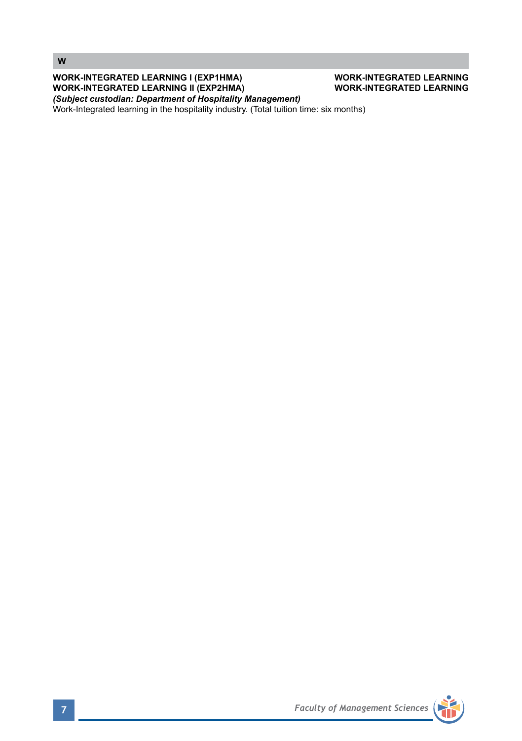## W

**WORK-INTEGRATED LEARNING I (EXP1HMA)** **WORK-INTEGRATED LEARNING**
**WORK-INTEGRATED LEARNING II (EXP2HMA)** **WORK-INTEGRATED LEARNING**
***(Subject custodian: Department of Hospitality Management)***
Work-Integrated learning in the hospitality industry. (Total tuition time: six months)